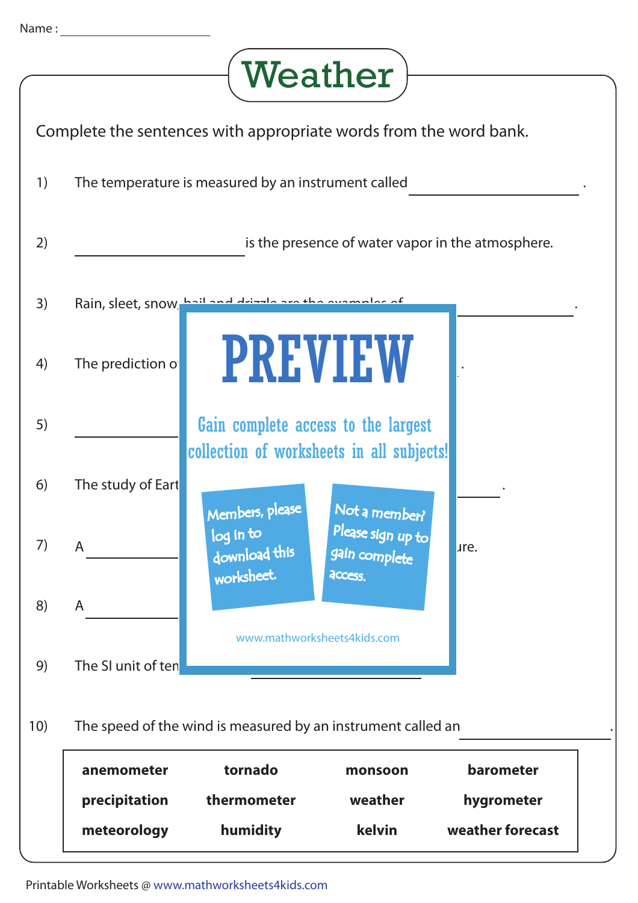Name : ____________________

# Weather

Complete the sentences with appropriate words from the word bank.

1) The temperature is measured by an instrument called ____________________ .

2) ____________________ is the presence of water vapor in the atmosphere.

3) Rain, sleet, snow, hail and drizzle are the examples of ____________________ .

4) The prediction o ____________________ .

5) ____________________

6) The study of Eart ____________________ .

7) A ____________________ ure.

8) A ____________________

9) The SI unit of ten ____________________

10) The speed of the wind is measured by an instrument called an ____________________ .

PREVIEW

Gain complete access to the largest collection of worksheets in all subjects!

Members, please log in to download this worksheet.

Not a member? Please sign up to gain complete access.

www.mathworksheets4kids.com

| **anemometer** | **tornado** | **monsoon** | **barometer** |
|---|---|---|---|
| **precipitation** | **thermometer** | **weather** | **hygrometer** |
| **meteorology** | **humidity** | **kelvin** | **weather forecast** |

Printable Worksheets @ www.mathworksheets4kids.com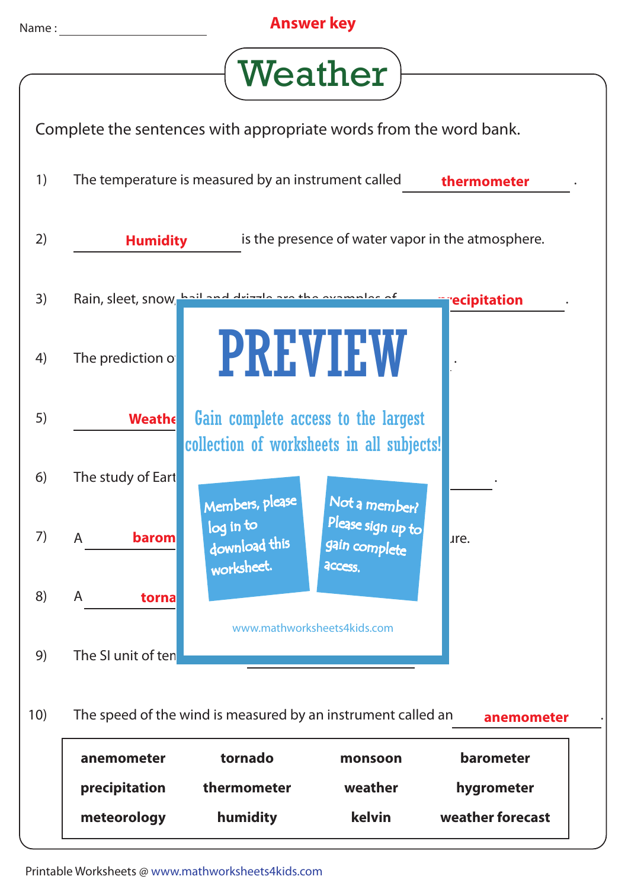Name : ____________________

**Answer key**

# Weather

Complete the sentences with appropriate words from the word bank.

1) The temperature is measured by an instrument called **thermometer**.

2) **Humidity** is the presence of water vapor in the atmosphere.

3) Rain, sleet, snow, hail and drizzle are the examples of **precipitation**.

4) The prediction o

5) **Weathe**

6) The study of Eart

7) A **barom** ure.

8) A **torna**

9) The SI unit of ten

10) The speed of the wind is measured by an instrument called an **anemometer**.

PREVIEW

Gain complete access to the largest collection of worksheets in all subjects!

Members, please log in to download this worksheet.

Not a member? Please sign up to gain complete access.

www.mathworksheets4kids.com

| | | | |
|---|---|---|---|
| **anemometer** | **tornado** | **monsoon** | **barometer** |
| **precipitation** | **thermometer** | **weather** | **hygrometer** |
| **meteorology** | **humidity** | **kelvin** | **weather forecast** |

Printable Worksheets @ www.mathworksheets4kids.com